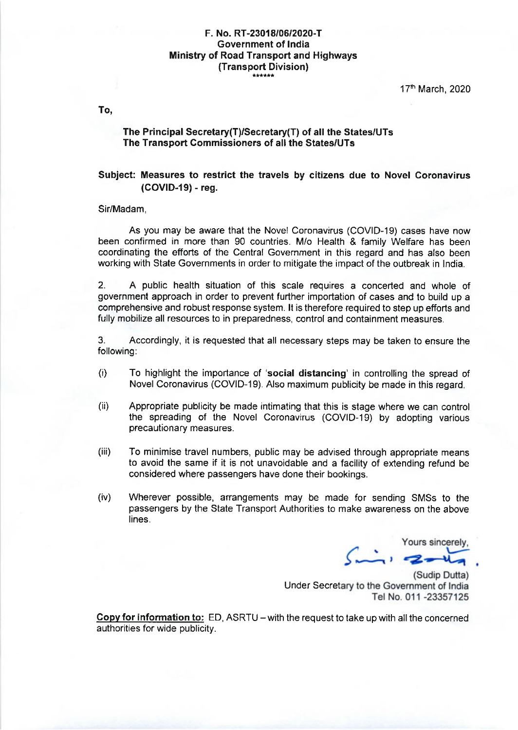**F. No. RT-23018/06/2020-T**
**Government of India**
**Ministry of Road Transport and Highways**
**(Transport Division)**
\*\*\*\*\*\*

17th March, 2020

**To,**

**The Principal Secretary(T)/Secretary(T) of all the States/UTs**
**The Transport Commissioners of all the States/UTs**

**Subject: Measures to restrict the travels by citizens due to Novel Coronavirus (COVID-19) - reg.**

Sir/Madam,

As you may be aware that the Novel Coronavirus (COVID-19) cases have now been confirmed in more than 90 countries. M/o Health & family Welfare has been coordinating the efforts of the Central Government in this regard and has also been working with State Governments in order to mitigate the impact of the outbreak in India.

2. A public health situation of this scale requires a concerted and whole of government approach in order to prevent further importation of cases and to build up a comprehensive and robust response system. It is therefore required to step up efforts and fully mobilize all resources to in preparedness, control and containment measures.

3. Accordingly, it is requested that all necessary steps may be taken to ensure the following:

(i) To highlight the importance of '**social distancing**' in controlling the spread of Novel Coronavirus (COVID-19). Also maximum publicity be made in this regard.

(ii) Appropriate publicity be made intimating that this is stage where we can control the spreading of the Novel Coronavirus (COVID-19) by adopting various precautionary measures.

(iii) To minimise travel numbers, public may be advised through appropriate means to avoid the same if it is not unavoidable and a facility of extending refund be considered where passengers have done their bookings.

(iv) Wherever possible, arrangements may be made for sending SMSs to the passengers by the State Transport Authorities to make awareness on the above lines.

Yours sincerely,

(Sudip Dutta)
Under Secretary to the Government of India
Tel No. 011 -23357125

**Copy for information to:** ED, ASRTU – with the request to take up with all the concerned authorities for wide publicity.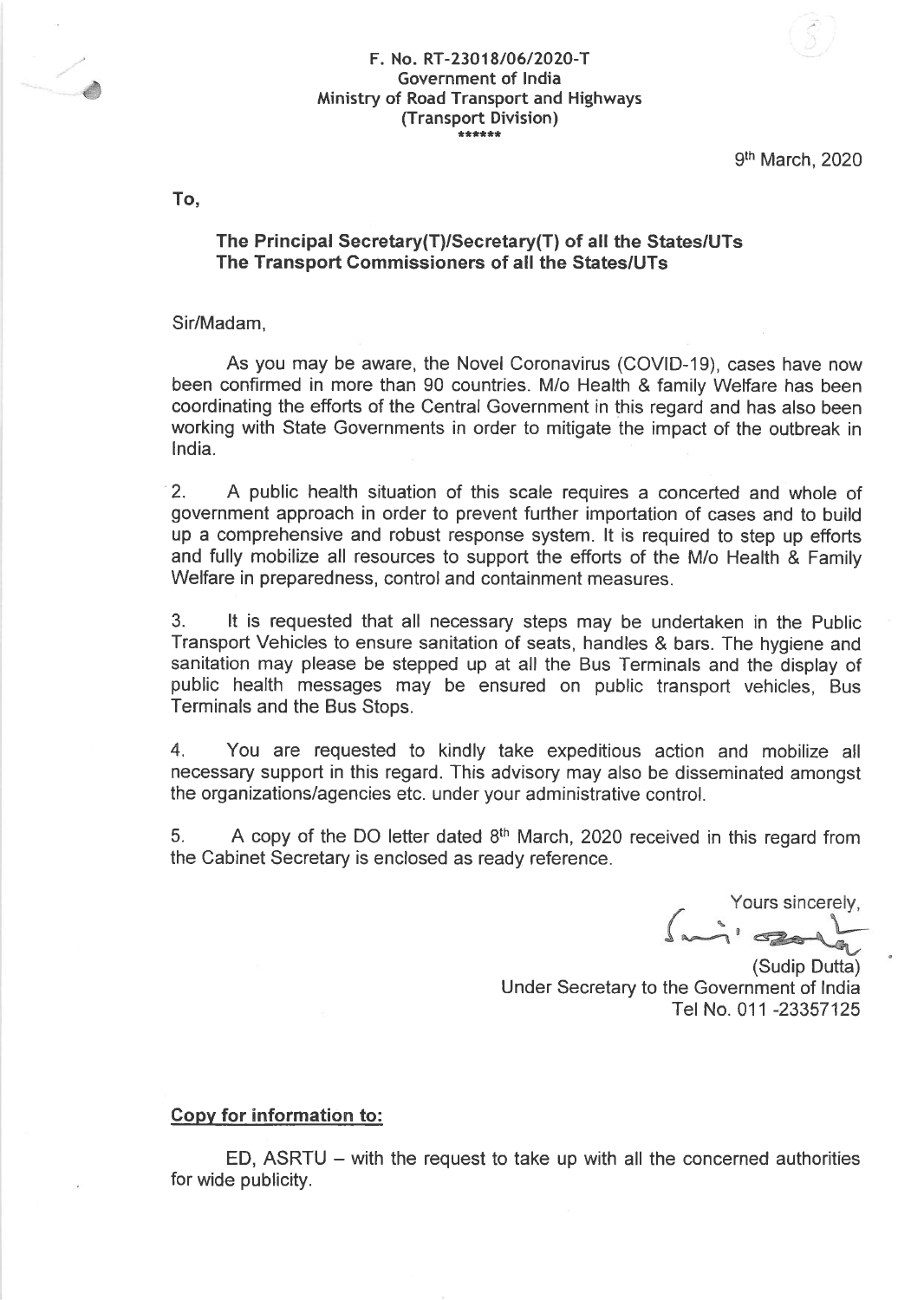F. No. RT-23018/06/2020-T
Government of India
Ministry of Road Transport and Highways
(Transport Division)
******

9th March, 2020

To,

**The Principal Secretary(T)/Secretary(T) of all the States/UTs**
**The Transport Commissioners of all the States/UTs**

Sir/Madam,

As you may be aware, the Novel Coronavirus (COVID-19), cases have now been confirmed in more than 90 countries. M/o Health & family Welfare has been coordinating the efforts of the Central Government in this regard and has also been working with State Governments in order to mitigate the impact of the outbreak in India.

2. A public health situation of this scale requires a concerted and whole of government approach in order to prevent further importation of cases and to build up a comprehensive and robust response system. It is required to step up efforts and fully mobilize all resources to support the efforts of the M/o Health & Family Welfare in preparedness, control and containment measures.

3. It is requested that all necessary steps may be undertaken in the Public Transport Vehicles to ensure sanitation of seats, handles & bars. The hygiene and sanitation may please be stepped up at all the Bus Terminals and the display of public health messages may be ensured on public transport vehicles, Bus Terminals and the Bus Stops.

4. You are requested to kindly take expeditious action and mobilize all necessary support in this regard. This advisory may also be disseminated amongst the organizations/agencies etc. under your administrative control.

5. A copy of the DO letter dated 8th March, 2020 received in this regard from the Cabinet Secretary is enclosed as ready reference.

Yours sincerely,

(Sudip Dutta)
Under Secretary to the Government of India
Tel No. 011 -23357125

**Copy for information to:**

ED, ASRTU – with the request to take up with all the concerned authorities for wide publicity.